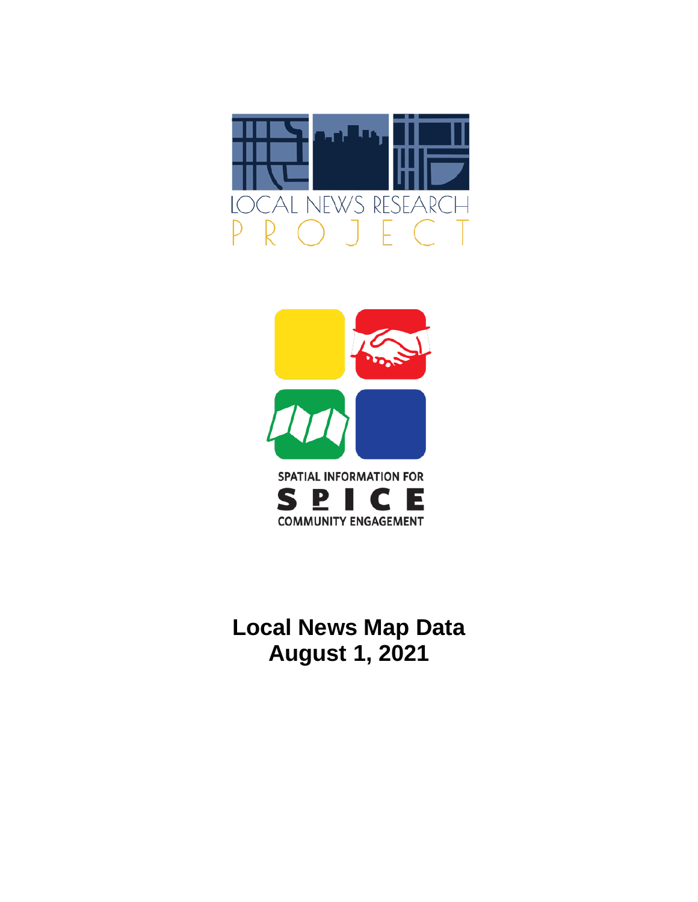LOCAL NEWS RESEARCH PROJECT

SPATIAL INFORMATION FOR SPICE COMMUNITY ENGAGEMENT

# Local News Map Data
# August 1, 2021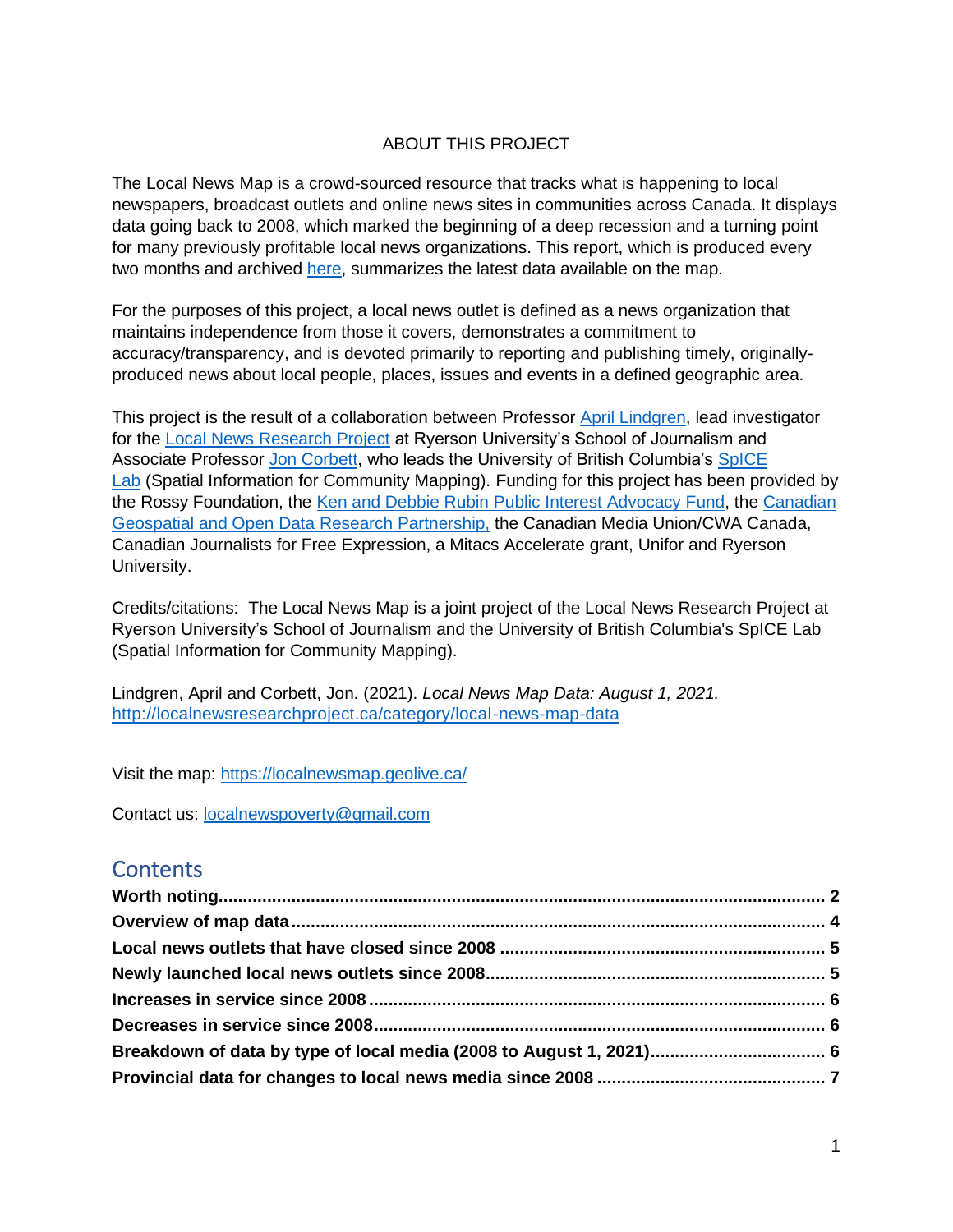ABOUT THIS PROJECT

The Local News Map is a crowd-sourced resource that tracks what is happening to local newspapers, broadcast outlets and online news sites in communities across Canada. It displays data going back to 2008, which marked the beginning of a deep recession and a turning point for many previously profitable local news organizations. This report, which is produced every two months and archived [here](), summarizes the latest data available on the map.

For the purposes of this project, a local news outlet is defined as a news organization that maintains independence from those it covers, demonstrates a commitment to accuracy/transparency, and is devoted primarily to reporting and publishing timely, originally-produced news about local people, places, issues and events in a defined geographic area.

This project is the result of a collaboration between Professor [April Lindgren](), lead investigator for the [Local News Research Project]() at Ryerson University's School of Journalism and Associate Professor [Jon Corbett](), who leads the University of British Columbia's [SpICE Lab]() (Spatial Information for Community Mapping). Funding for this project has been provided by the Rossy Foundation, the [Ken and Debbie Rubin Public Interest Advocacy Fund](), the [Canadian Geospatial and Open Data Research Partnership,]() the Canadian Media Union/CWA Canada, Canadian Journalists for Free Expression, a Mitacs Accelerate grant, Unifor and Ryerson University.

Credits/citations: The Local News Map is a joint project of the Local News Research Project at Ryerson University's School of Journalism and the University of British Columbia's SpICE Lab (Spatial Information for Community Mapping).

Lindgren, April and Corbett, Jon. (2021). *Local News Map Data: August 1, 2021.* http://localnewsresearchproject.ca/category/local-news-map-data

Visit the map: https://localnewsmap.geolive.ca/

Contact us: localnewspoverty@gmail.com

## Contents

**Worth noting** ........................................................................................................ **2**
**Overview of map data** .......................................................................................... **4**
**Local news outlets that have closed since 2008** .................................................. **5**
**Newly launched local news outlets since 2008** .................................................... **5**
**Increases in service since 2008** ........................................................................... **6**
**Decreases in service since 2008** .......................................................................... **6**
**Breakdown of data by type of local media (2008 to August 1, 2021)** .................. **6**
**Provincial data for changes to local news media since 2008** ............................... **7**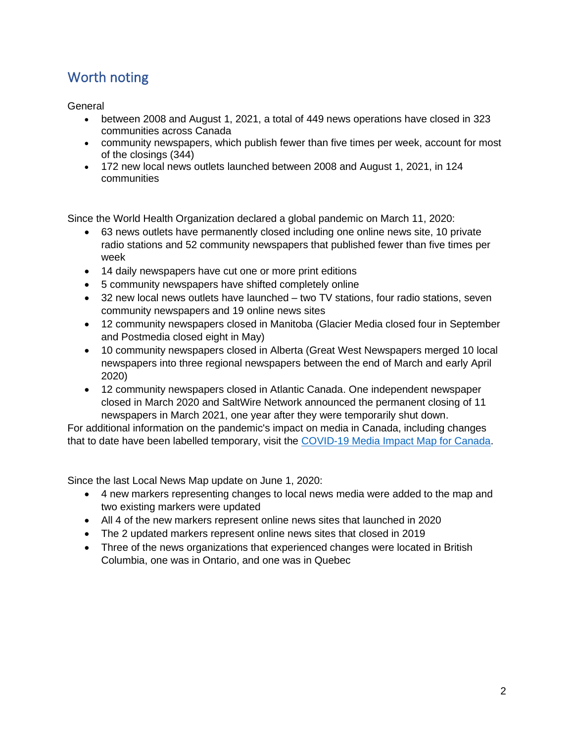## Worth noting

General

- between 2008 and August 1, 2021, a total of 449 news operations have closed in 323 communities across Canada
- community newspapers, which publish fewer than five times per week, account for most of the closings (344)
- 172 new local news outlets launched between 2008 and August 1, 2021, in 124 communities

Since the World Health Organization declared a global pandemic on March 11, 2020:

- 63 news outlets have permanently closed including one online news site, 10 private radio stations and 52 community newspapers that published fewer than five times per week
- 14 daily newspapers have cut one or more print editions
- 5 community newspapers have shifted completely online
- 32 new local news outlets have launched – two TV stations, four radio stations, seven community newspapers and 19 online news sites
- 12 community newspapers closed in Manitoba (Glacier Media closed four in September and Postmedia closed eight in May)
- 10 community newspapers closed in Alberta (Great West Newspapers merged 10 local newspapers into three regional newspapers between the end of March and early April 2020)
- 12 community newspapers closed in Atlantic Canada. One independent newspaper closed in March 2020 and SaltWire Network announced the permanent closing of 11 newspapers in March 2021, one year after they were temporarily shut down.

For additional information on the pandemic's impact on media in Canada, including changes that to date have been labelled temporary, visit the [COVID-19 Media Impact Map for Canada](#).

Since the last Local News Map update on June 1, 2020:

- 4 new markers representing changes to local news media were added to the map and two existing markers were updated
- All 4 of the new markers represent online news sites that launched in 2020
- The 2 updated markers represent online news sites that closed in 2019
- Three of the news organizations that experienced changes were located in British Columbia, one was in Ontario, and one was in Quebec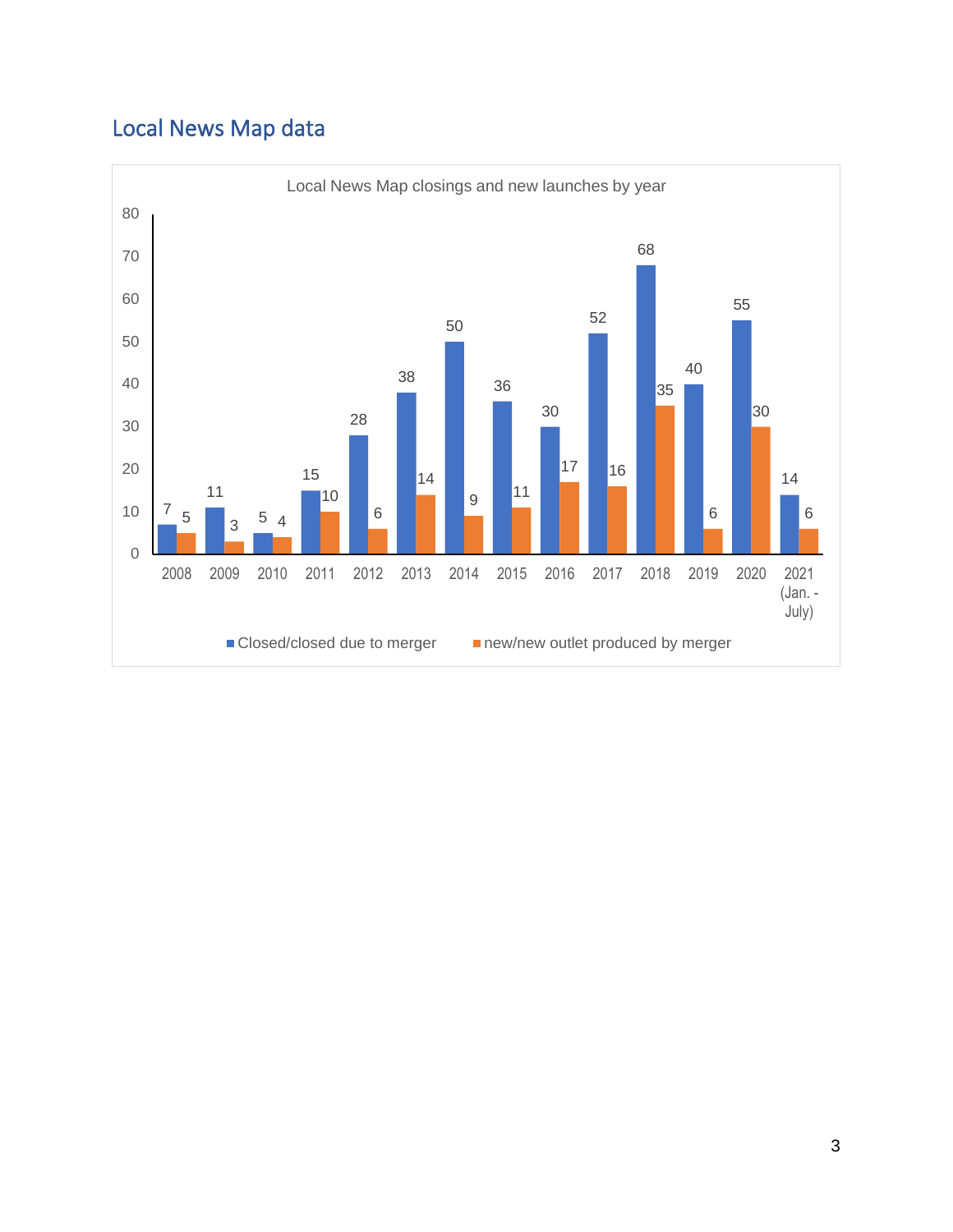## Local News Map data

Local News Map closings and new launches by year

| Year | Closed/closed due to merger | new/new outlet produced by merger |
| --- | --- | --- |
| 2008 | 7 | 5 |
| 2009 | 11 | 3 |
| 2010 | 5 | 4 |
| 2011 | 15 | 10 |
| 2012 | 28 | 6 |
| 2013 | 38 | 14 |
| 2014 | 50 | 9 |
| 2015 | 36 | 11 |
| 2016 | 30 | 17 |
| 2017 | 52 | 16 |
| 2018 | 68 | 35 |
| 2019 | 40 | 6 |
| 2020 | 55 | 30 |
| 2021 (Jan. - July) | 14 | 6 |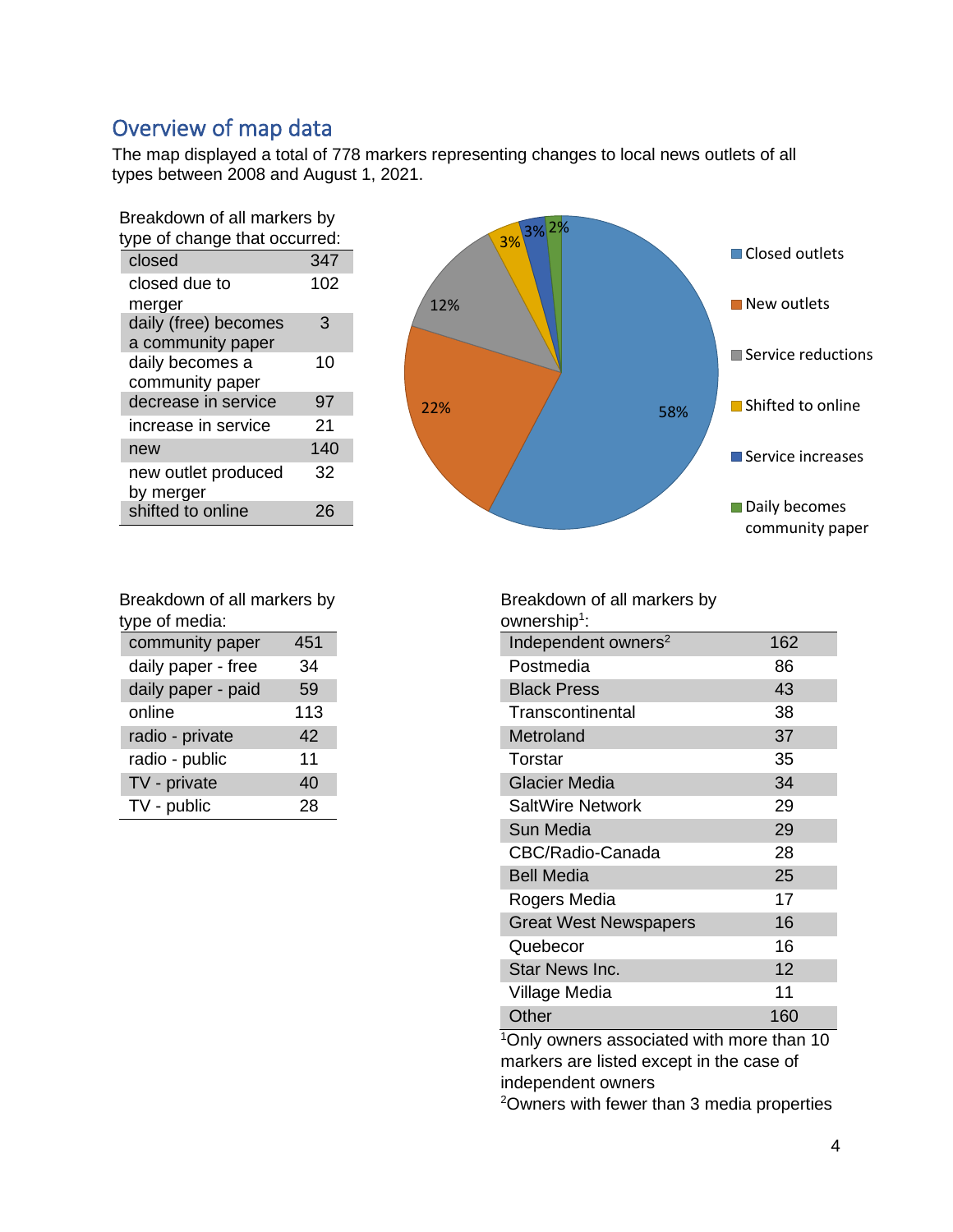## Overview of map data

The map displayed a total of 778 markers representing changes to local news outlets of all types between 2008 and August 1, 2021.

Breakdown of all markers by type of change that occurred:

| | |
|---|---|
| closed | 347 |
| closed due to merger | 102 |
| daily (free) becomes a community paper | 3 |
| daily becomes a community paper | 10 |
| decrease in service | 97 |
| increase in service | 21 |
| new | 140 |
| new outlet produced by merger | 32 |
| shifted to online | 26 |

Closed outlets 58%; New outlets 22%; Service reductions 12%; Shifted to online 3%; Service increases 3%; Daily becomes community paper 2%

Breakdown of all markers by type of media:

| | |
|---|---|
| community paper | 451 |
| daily paper - free | 34 |
| daily paper - paid | 59 |
| online | 113 |
| radio - private | 42 |
| radio - public | 11 |
| TV - private | 40 |
| TV - public | 28 |

Breakdown of all markers by ownership[1]:

| | |
|---|---|
| Independent owners[2] | 162 |
| Postmedia | 86 |
| Black Press | 43 |
| Transcontinental | 38 |
| Metroland | 37 |
| Torstar | 35 |
| Glacier Media | 34 |
| SaltWire Network | 29 |
| Sun Media | 29 |
| CBC/Radio-Canada | 28 |
| Bell Media | 25 |
| Rogers Media | 17 |
| Great West Newspapers | 16 |
| Quebecor | 16 |
| Star News Inc. | 12 |
| Village Media | 11 |
| Other | 160 |

[1]Only owners associated with more than 10 markers are listed except in the case of independent owners

[2]Owners with fewer than 3 media properties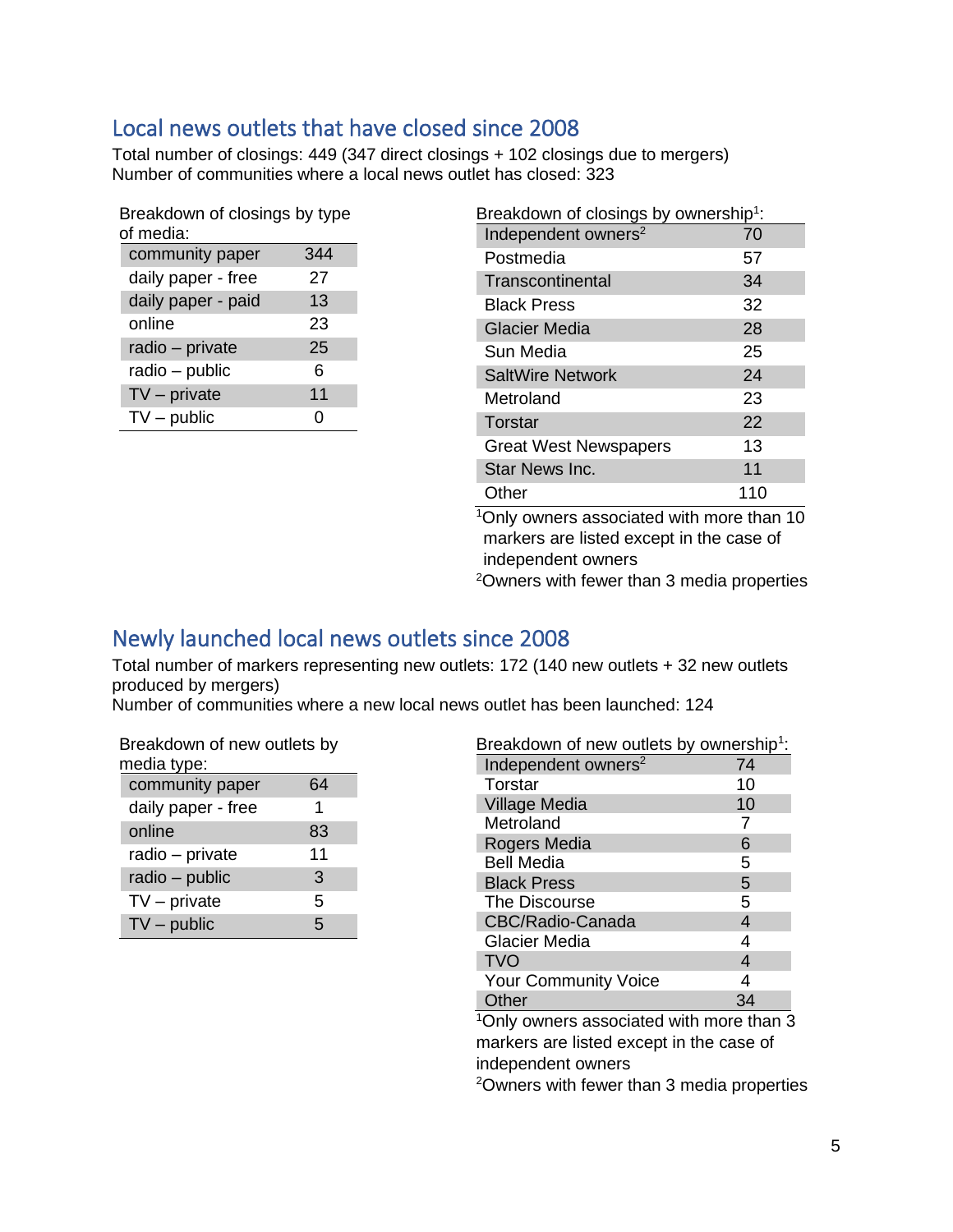## Local news outlets that have closed since 2008

Total number of closings: 449 (347 direct closings + 102 closings due to mergers)
Number of communities where a local news outlet has closed: 323

Breakdown of closings by type of media:

| | |
|---|---|
| community paper | 344 |
| daily paper - free | 27 |
| daily paper - paid | 13 |
| online | 23 |
| radio – private | 25 |
| radio – public | 6 |
| TV – private | 11 |
| TV – public | 0 |

Breakdown of closings by ownership[1]:

| | |
|---|---|
| Independent owners[2] | 70 |
| Postmedia | 57 |
| Transcontinental | 34 |
| Black Press | 32 |
| Glacier Media | 28 |
| Sun Media | 25 |
| SaltWire Network | 24 |
| Metroland | 23 |
| Torstar | 22 |
| Great West Newspapers | 13 |
| Star News Inc. | 11 |
| Other | 110 |

[1]Only owners associated with more than 10 markers are listed except in the case of independent owners
[2]Owners with fewer than 3 media properties

## Newly launched local news outlets since 2008

Total number of markers representing new outlets: 172 (140 new outlets + 32 new outlets produced by mergers)
Number of communities where a new local news outlet has been launched: 124

Breakdown of new outlets by media type:

| | |
|---|---|
| community paper | 64 |
| daily paper - free | 1 |
| online | 83 |
| radio – private | 11 |
| radio – public | 3 |
| TV – private | 5 |
| TV – public | 5 |

Breakdown of new outlets by ownership[1]:

| | |
|---|---|
| Independent owners[2] | 74 |
| Torstar | 10 |
| Village Media | 10 |
| Metroland | 7 |
| Rogers Media | 6 |
| Bell Media | 5 |
| Black Press | 5 |
| The Discourse | 5 |
| CBC/Radio-Canada | 4 |
| Glacier Media | 4 |
| TVO | 4 |
| Your Community Voice | 4 |
| Other | 34 |

[1]Only owners associated with more than 3 markers are listed except in the case of independent owners
[2]Owners with fewer than 3 media properties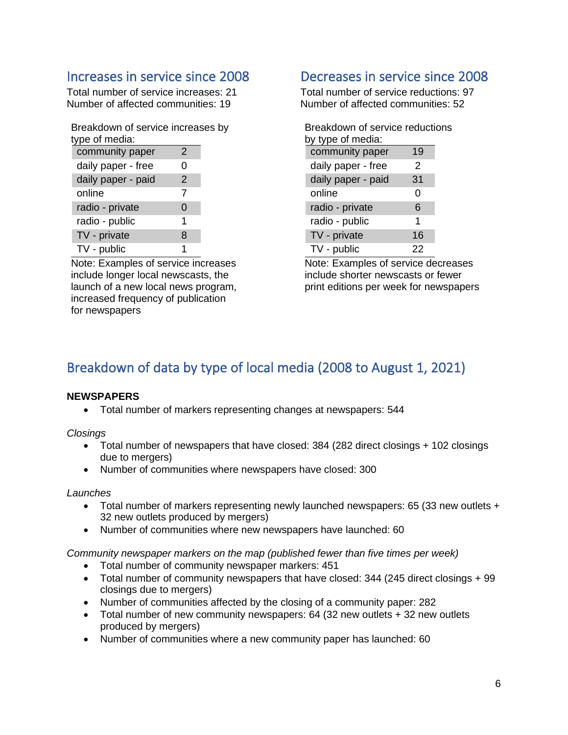## Increases in service since 2008

Total number of service increases: 21
Number of affected communities: 19

Breakdown of service increases by type of media:

| | |
|---|---|
| community paper | 2 |
| daily paper - free | 0 |
| daily paper - paid | 2 |
| online | 7 |
| radio - private | 0 |
| radio - public | 1 |
| TV - private | 8 |
| TV - public | 1 |

Note: Examples of service increases include longer local newscasts, the launch of a new local news program, increased frequency of publication for newspapers

## Decreases in service since 2008

Total number of service reductions: 97
Number of affected communities: 52

Breakdown of service reductions by type of media:

| | |
|---|---|
| community paper | 19 |
| daily paper - free | 2 |
| daily paper - paid | 31 |
| online | 0 |
| radio - private | 6 |
| radio - public | 1 |
| TV - private | 16 |
| TV - public | 22 |

Note: Examples of service decreases include shorter newscasts or fewer print editions per week for newspapers

## Breakdown of data by type of local media (2008 to August 1, 2021)

**NEWSPAPERS**

- Total number of markers representing changes at newspapers: 544

*Closings*

- Total number of newspapers that have closed: 384 (282 direct closings + 102 closings due to mergers)
- Number of communities where newspapers have closed: 300

*Launches*

- Total number of markers representing newly launched newspapers: 65 (33 new outlets + 32 new outlets produced by mergers)
- Number of communities where new newspapers have launched: 60

*Community newspaper markers on the map (published fewer than five times per week)*

- Total number of community newspaper markers: 451
- Total number of community newspapers that have closed: 344 (245 direct closings + 99 closings due to mergers)
- Number of communities affected by the closing of a community paper: 282
- Total number of new community newspapers: 64 (32 new outlets + 32 new outlets produced by mergers)
- Number of communities where a new community paper has launched: 60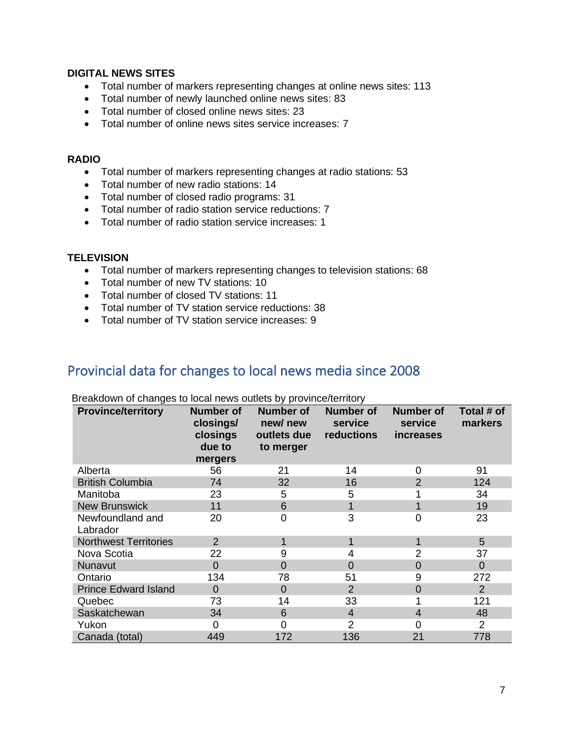**DIGITAL NEWS SITES**

- Total number of markers representing changes at online news sites: 113
- Total number of newly launched online news sites: 83
- Total number of closed online news sites: 23
- Total number of online news sites service increases: 7

**RADIO**

- Total number of markers representing changes at radio stations: 53
- Total number of new radio stations: 14
- Total number of closed radio programs: 31
- Total number of radio station service reductions: 7
- Total number of radio station service increases: 1

**TELEVISION**

- Total number of markers representing changes to television stations: 68
- Total number of new TV stations: 10
- Total number of closed TV stations: 11
- Total number of TV station service reductions: 38
- Total number of TV station service increases: 9

## Provincial data for changes to local news media since 2008

Breakdown of changes to local news outlets by province/territory

| Province/territory | Number of closings/ closings due to mergers | Number of new/ new outlets due to merger | Number of service reductions | Number of service increases | Total # of markers |
|---|---|---|---|---|---|
| Alberta | 56 | 21 | 14 | 0 | 91 |
| British Columbia | 74 | 32 | 16 | 2 | 124 |
| Manitoba | 23 | 5 | 5 | 1 | 34 |
| New Brunswick | 11 | 6 | 1 | 1 | 19 |
| Newfoundland and Labrador | 20 | 0 | 3 | 0 | 23 |
| Northwest Territories | 2 | 1 | 1 | 1 | 5 |
| Nova Scotia | 22 | 9 | 4 | 2 | 37 |
| Nunavut | 0 | 0 | 0 | 0 | 0 |
| Ontario | 134 | 78 | 51 | 9 | 272 |
| Prince Edward Island | 0 | 0 | 2 | 0 | 2 |
| Quebec | 73 | 14 | 33 | 1 | 121 |
| Saskatchewan | 34 | 6 | 4 | 4 | 48 |
| Yukon | 0 | 0 | 2 | 0 | 2 |
| Canada (total) | 449 | 172 | 136 | 21 | 778 |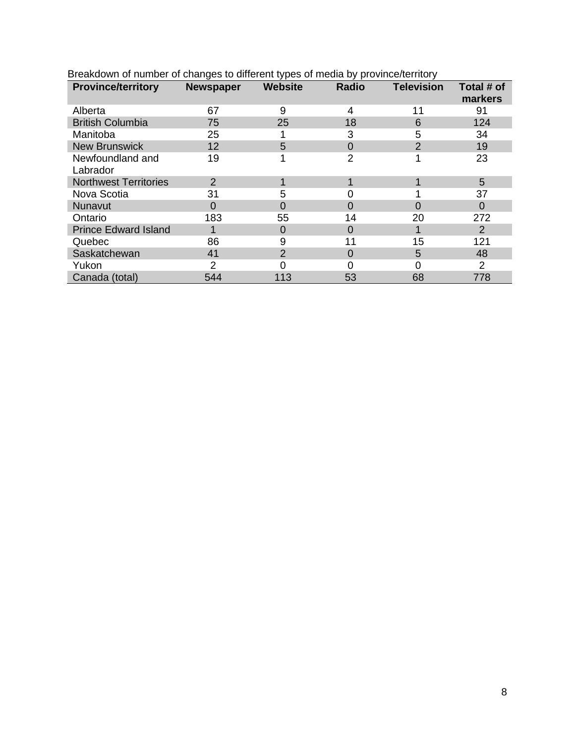Breakdown of number of changes to different types of media by province/territory

| Province/territory | Newspaper | Website | Radio | Television | Total # of markers |
|---|---|---|---|---|---|
| Alberta | 67 | 9 | 4 | 11 | 91 |
| British Columbia | 75 | 25 | 18 | 6 | 124 |
| Manitoba | 25 | 1 | 3 | 5 | 34 |
| New Brunswick | 12 | 5 | 0 | 2 | 19 |
| Newfoundland and Labrador | 19 | 1 | 2 | 1 | 23 |
| Northwest Territories | 2 | 1 | 1 | 1 | 5 |
| Nova Scotia | 31 | 5 | 0 | 1 | 37 |
| Nunavut | 0 | 0 | 0 | 0 | 0 |
| Ontario | 183 | 55 | 14 | 20 | 272 |
| Prince Edward Island | 1 | 0 | 0 | 1 | 2 |
| Quebec | 86 | 9 | 11 | 15 | 121 |
| Saskatchewan | 41 | 2 | 0 | 5 | 48 |
| Yukon | 2 | 0 | 0 | 0 | 2 |
| Canada (total) | 544 | 113 | 53 | 68 | 778 |